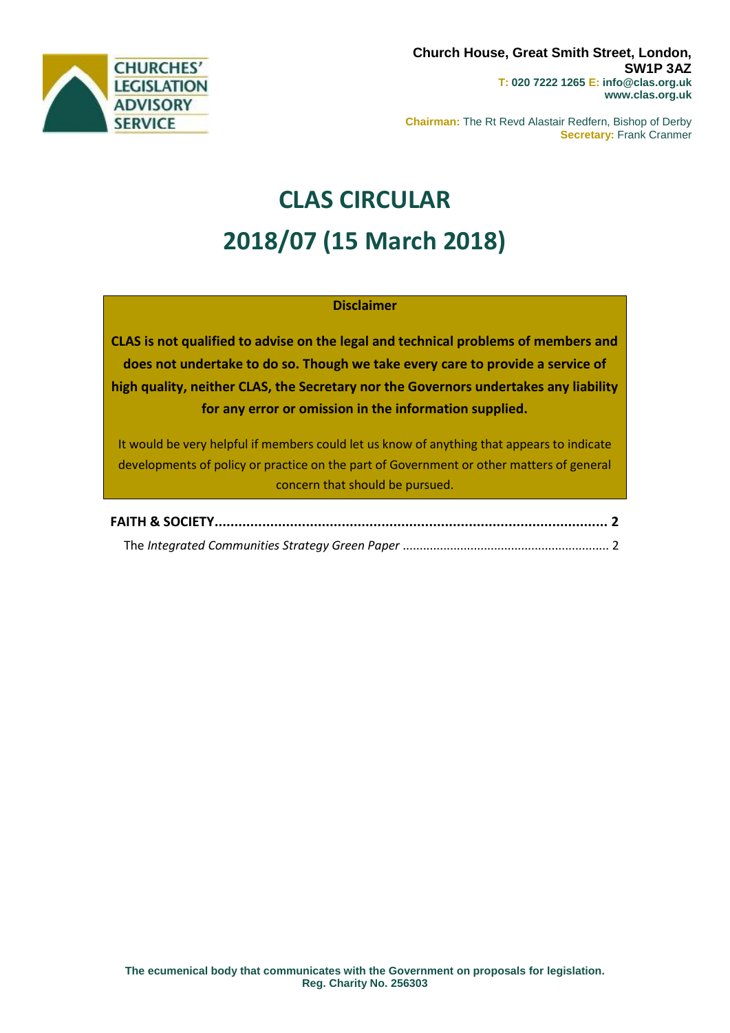CHURCHES' LEGISLATION ADVISORY SERVICE

**Church House, Great Smith Street, London, SW1P 3AZ**
**T: 020 7222 1265 E: info@clas.org.uk**
**www.clas.org.uk**

**Chairman:** The Rt Revd Alastair Redfern, Bishop of Derby
**Secretary:** Frank Cranmer

# CLAS CIRCULAR
# 2018/07 (15 March 2018)

**Disclaimer**

**CLAS is not qualified to advise on the legal and technical problems of members and does not undertake to do so. Though we take every care to provide a service of high quality, neither CLAS, the Secretary nor the Governors undertakes any liability for any error or omission in the information supplied.**

It would be very helpful if members could let us know of anything that appears to indicate developments of policy or practice on the part of Government or other matters of general concern that should be pursued.

**FAITH & SOCIETY ........................................................................................ 2**

The *Integrated Communities Strategy Green Paper* ........................................................ 2

**The ecumenical body that communicates with the Government on proposals for legislation.**
**Reg. Charity No. 256303**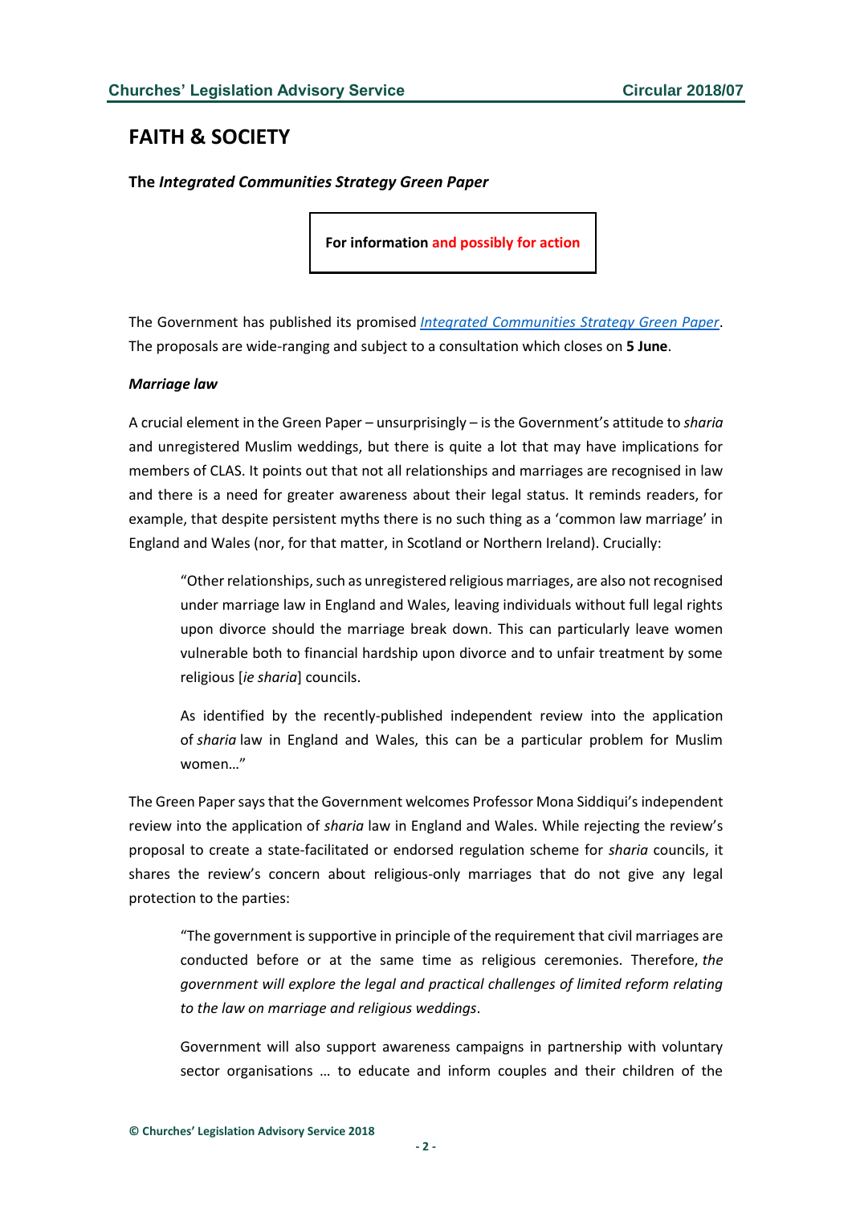## FAITH & SOCIETY

**The *Integrated Communities Strategy Green Paper***

**For information and possibly for action**

The Government has published its promised *Integrated Communities Strategy Green Paper*. The proposals are wide-ranging and subject to a consultation which closes on **5 June**.

***Marriage law***

A crucial element in the Green Paper – unsurprisingly – is the Government's attitude to *sharia* and unregistered Muslim weddings, but there is quite a lot that may have implications for members of CLAS. It points out that not all relationships and marriages are recognised in law and there is a need for greater awareness about their legal status. It reminds readers, for example, that despite persistent myths there is no such thing as a 'common law marriage' in England and Wales (nor, for that matter, in Scotland or Northern Ireland). Crucially:

> "Other relationships, such as unregistered religious marriages, are also not recognised under marriage law in England and Wales, leaving individuals without full legal rights upon divorce should the marriage break down. This can particularly leave women vulnerable both to financial hardship upon divorce and to unfair treatment by some religious [*ie sharia*] councils.
>
> As identified by the recently-published independent review into the application of *sharia* law in England and Wales, this can be a particular problem for Muslim women…"

The Green Paper says that the Government welcomes Professor Mona Siddiqui's independent review into the application of *sharia* law in England and Wales. While rejecting the review's proposal to create a state-facilitated or endorsed regulation scheme for *sharia* councils, it shares the review's concern about religious-only marriages that do not give any legal protection to the parties:

> "The government is supportive in principle of the requirement that civil marriages are conducted before or at the same time as religious ceremonies. Therefore, *the government will explore the legal and practical challenges of limited reform relating to the law on marriage and religious weddings*.
>
> Government will also support awareness campaigns in partnership with voluntary sector organisations … to educate and inform couples and their children of the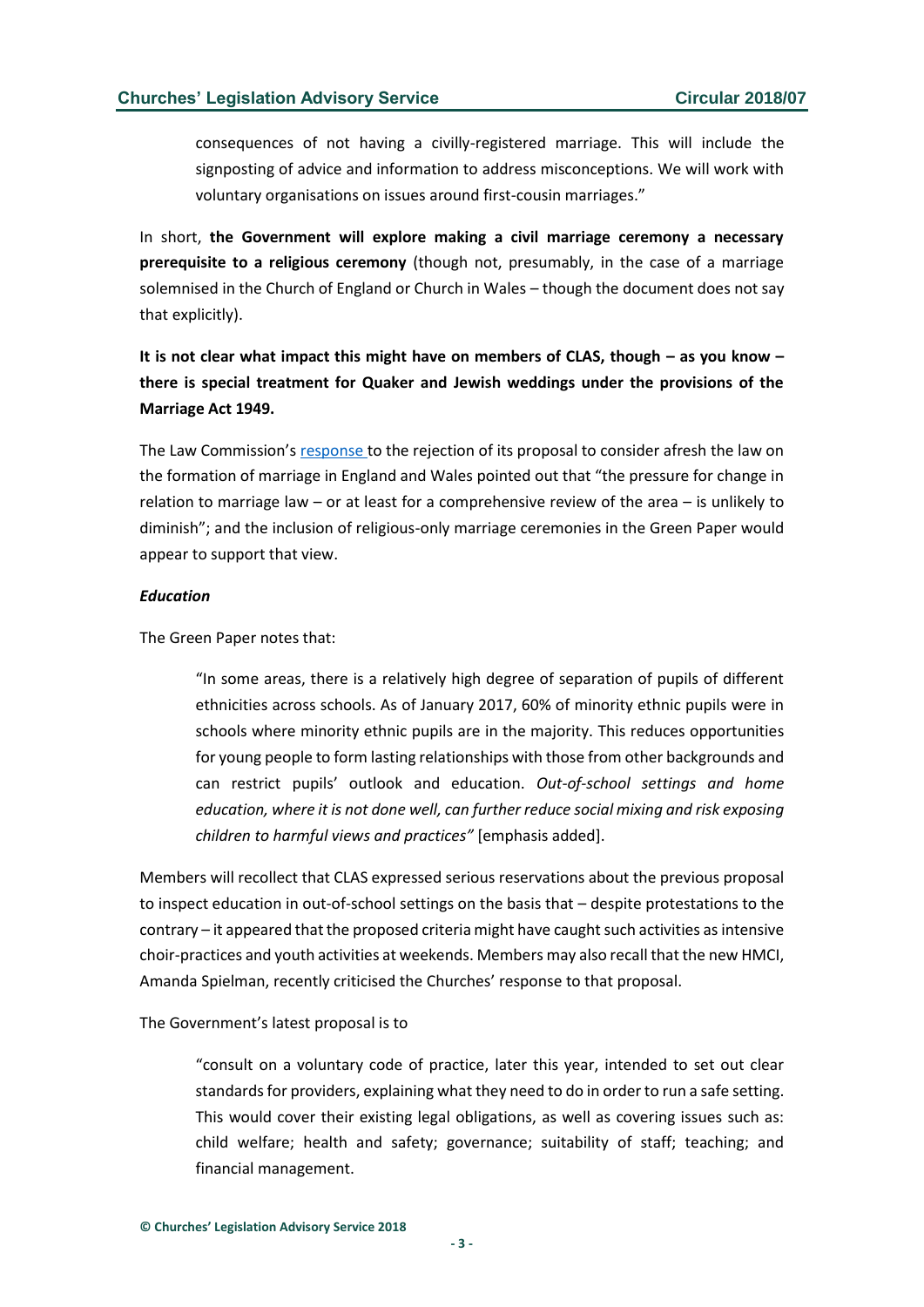> consequences of not having a civilly-registered marriage. This will include the signposting of advice and information to address misconceptions. We will work with voluntary organisations on issues around first-cousin marriages."

In short, **the Government will explore making a civil marriage ceremony a necessary prerequisite to a religious ceremony** (though not, presumably, in the case of a marriage solemnised in the Church of England or Church in Wales – though the document does not say that explicitly).

**It is not clear what impact this might have on members of CLAS, though – as you know – there is special treatment for Quaker and Jewish weddings under the provisions of the Marriage Act 1949.**

The Law Commission's response to the rejection of its proposal to consider afresh the law on the formation of marriage in England and Wales pointed out that "the pressure for change in relation to marriage law – or at least for a comprehensive review of the area – is unlikely to diminish"; and the inclusion of religious-only marriage ceremonies in the Green Paper would appear to support that view.

***Education***

The Green Paper notes that:

> "In some areas, there is a relatively high degree of separation of pupils of different ethnicities across schools. As of January 2017, 60% of minority ethnic pupils were in schools where minority ethnic pupils are in the majority. This reduces opportunities for young people to form lasting relationships with those from other backgrounds and can restrict pupils' outlook and education. *Out-of-school settings and home education, where it is not done well, can further reduce social mixing and risk exposing children to harmful views and practices"* [emphasis added].

Members will recollect that CLAS expressed serious reservations about the previous proposal to inspect education in out-of-school settings on the basis that – despite protestations to the contrary – it appeared that the proposed criteria might have caught such activities as intensive choir-practices and youth activities at weekends. Members may also recall that the new HMCI, Amanda Spielman, recently criticised the Churches' response to that proposal.

The Government's latest proposal is to

> "consult on a voluntary code of practice, later this year, intended to set out clear standards for providers, explaining what they need to do in order to run a safe setting. This would cover their existing legal obligations, as well as covering issues such as: child welfare; health and safety; governance; suitability of staff; teaching; and financial management.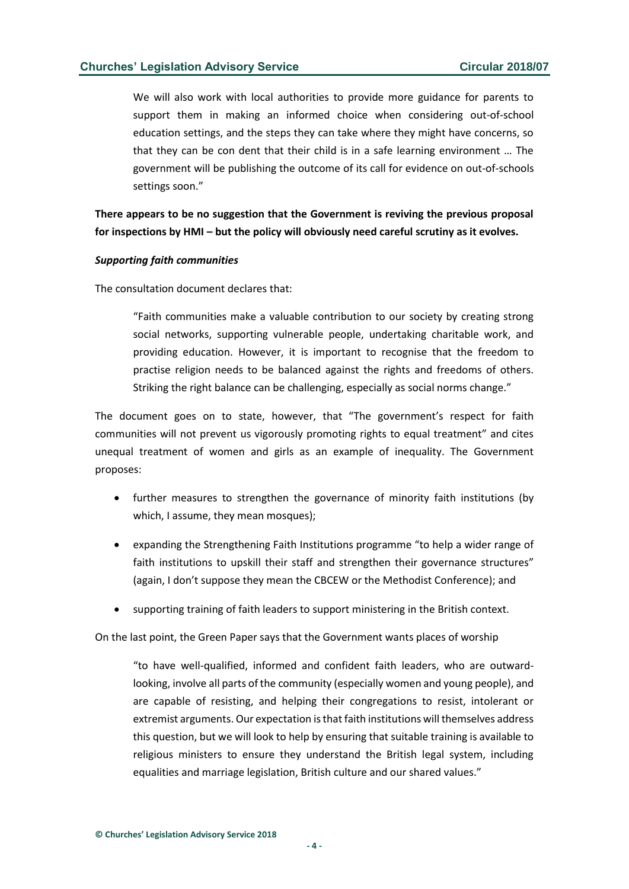> We will also work with local authorities to provide more guidance for parents to support them in making an informed choice when considering out-of-school education settings, and the steps they can take where they might have concerns, so that they can be con dent that their child is in a safe learning environment … The government will be publishing the outcome of its call for evidence on out-of-schools settings soon."

**There appears to be no suggestion that the Government is reviving the previous proposal for inspections by HMI – but the policy will obviously need careful scrutiny as it evolves.**

***Supporting faith communities***

The consultation document declares that:

> "Faith communities make a valuable contribution to our society by creating strong social networks, supporting vulnerable people, undertaking charitable work, and providing education. However, it is important to recognise that the freedom to practise religion needs to be balanced against the rights and freedoms of others. Striking the right balance can be challenging, especially as social norms change."

The document goes on to state, however, that "The government's respect for faith communities will not prevent us vigorously promoting rights to equal treatment" and cites unequal treatment of women and girls as an example of inequality. The Government proposes:

- further measures to strengthen the governance of minority faith institutions (by which, I assume, they mean mosques);
- expanding the Strengthening Faith Institutions programme "to help a wider range of faith institutions to upskill their staff and strengthen their governance structures" (again, I don't suppose they mean the CBCEW or the Methodist Conference); and
- supporting training of faith leaders to support ministering in the British context.

On the last point, the Green Paper says that the Government wants places of worship

> "to have well-qualified, informed and confident faith leaders, who are outward-looking, involve all parts of the community (especially women and young people), and are capable of resisting, and helping their congregations to resist, intolerant or extremist arguments. Our expectation is that faith institutions will themselves address this question, but we will look to help by ensuring that suitable training is available to religious ministers to ensure they understand the British legal system, including equalities and marriage legislation, British culture and our shared values."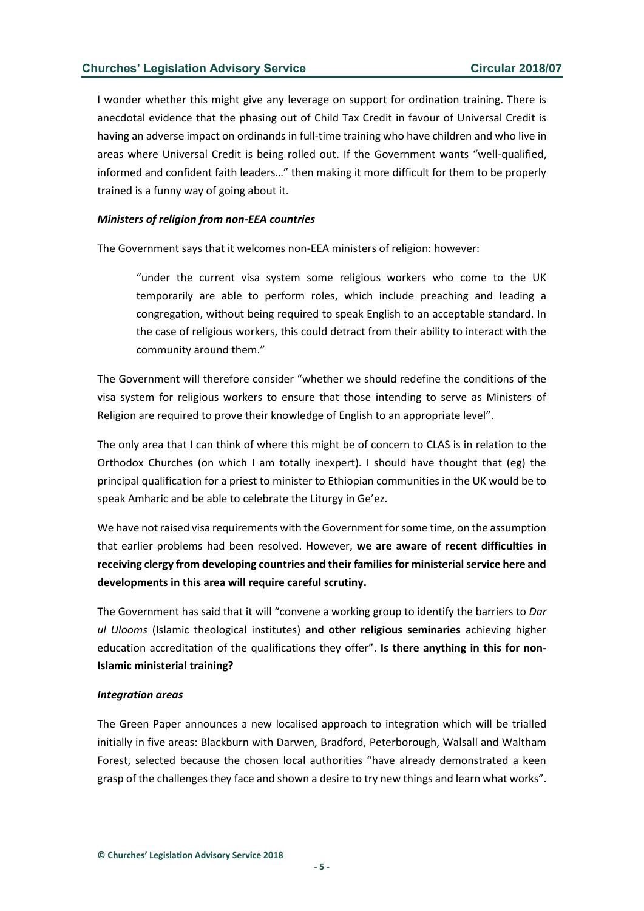I wonder whether this might give any leverage on support for ordination training. There is anecdotal evidence that the phasing out of Child Tax Credit in favour of Universal Credit is having an adverse impact on ordinands in full-time training who have children and who live in areas where Universal Credit is being rolled out. If the Government wants "well-qualified, informed and confident faith leaders…" then making it more difficult for them to be properly trained is a funny way of going about it.

***Ministers of religion from non-EEA countries***

The Government says that it welcomes non-EEA ministers of religion: however:

> "under the current visa system some religious workers who come to the UK temporarily are able to perform roles, which include preaching and leading a congregation, without being required to speak English to an acceptable standard. In the case of religious workers, this could detract from their ability to interact with the community around them."

The Government will therefore consider "whether we should redefine the conditions of the visa system for religious workers to ensure that those intending to serve as Ministers of Religion are required to prove their knowledge of English to an appropriate level".

The only area that I can think of where this might be of concern to CLAS is in relation to the Orthodox Churches (on which I am totally inexpert). I should have thought that (eg) the principal qualification for a priest to minister to Ethiopian communities in the UK would be to speak Amharic and be able to celebrate the Liturgy in Ge'ez.

We have not raised visa requirements with the Government for some time, on the assumption that earlier problems had been resolved. However, **we are aware of recent difficulties in receiving clergy from developing countries and their families for ministerial service here and developments in this area will require careful scrutiny.**

The Government has said that it will "convene a working group to identify the barriers to *Dar ul Ulooms* (Islamic theological institutes) **and other religious seminaries** achieving higher education accreditation of the qualifications they offer". **Is there anything in this for non-Islamic ministerial training?**

***Integration areas***

The Green Paper announces a new localised approach to integration which will be trialled initially in five areas: Blackburn with Darwen, Bradford, Peterborough, Walsall and Waltham Forest, selected because the chosen local authorities "have already demonstrated a keen grasp of the challenges they face and shown a desire to try new things and learn what works".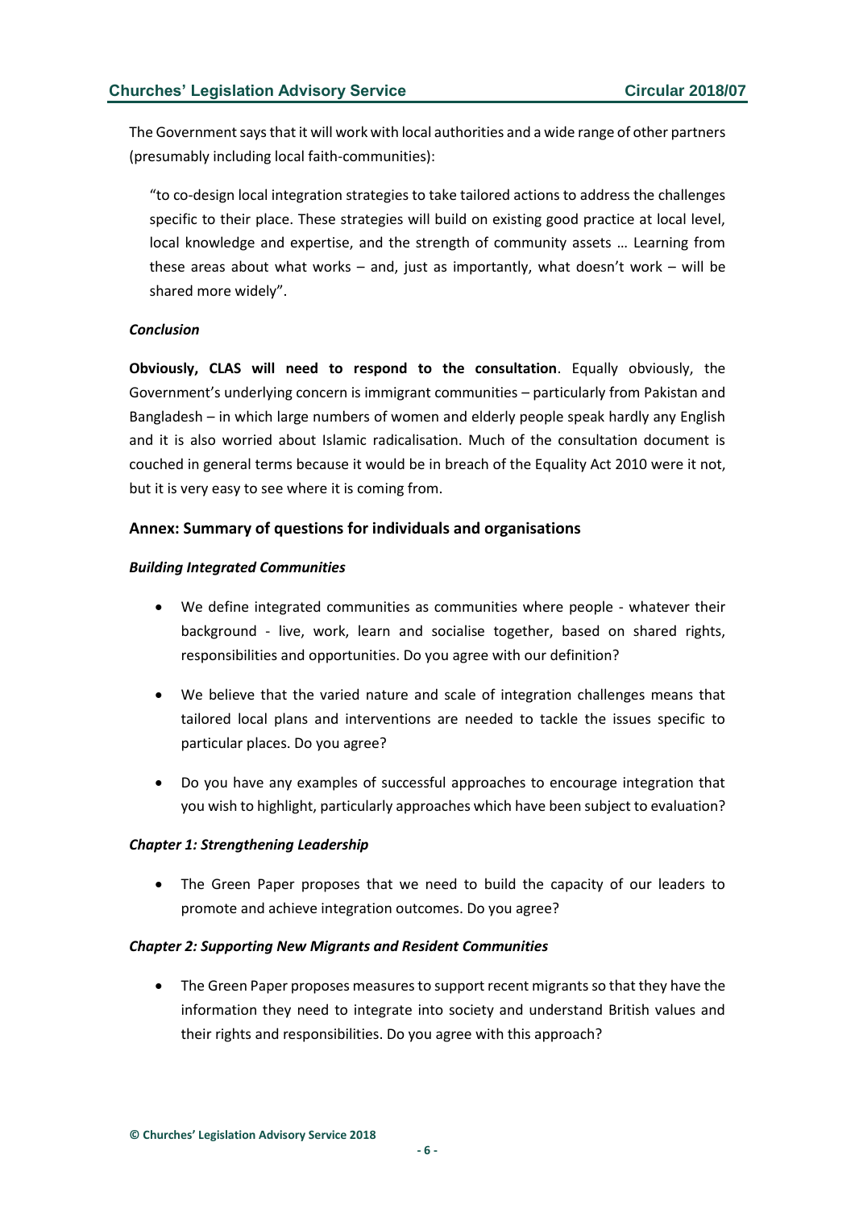The Government says that it will work with local authorities and a wide range of other partners (presumably including local faith-communities):

> "to co-design local integration strategies to take tailored actions to address the challenges specific to their place. These strategies will build on existing good practice at local level, local knowledge and expertise, and the strength of community assets … Learning from these areas about what works – and, just as importantly, what doesn't work – will be shared more widely".

***Conclusion***

**Obviously, CLAS will need to respond to the consultation**. Equally obviously, the Government's underlying concern is immigrant communities – particularly from Pakistan and Bangladesh – in which large numbers of women and elderly people speak hardly any English and it is also worried about Islamic radicalisation. Much of the consultation document is couched in general terms because it would be in breach of the Equality Act 2010 were it not, but it is very easy to see where it is coming from.

## Annex: Summary of questions for individuals and organisations

***Building Integrated Communities***

- We define integrated communities as communities where people - whatever their background - live, work, learn and socialise together, based on shared rights, responsibilities and opportunities. Do you agree with our definition?
- We believe that the varied nature and scale of integration challenges means that tailored local plans and interventions are needed to tackle the issues specific to particular places. Do you agree?
- Do you have any examples of successful approaches to encourage integration that you wish to highlight, particularly approaches which have been subject to evaluation?

***Chapter 1: Strengthening Leadership***

- The Green Paper proposes that we need to build the capacity of our leaders to promote and achieve integration outcomes. Do you agree?

***Chapter 2: Supporting New Migrants and Resident Communities***

- The Green Paper proposes measures to support recent migrants so that they have the information they need to integrate into society and understand British values and their rights and responsibilities. Do you agree with this approach?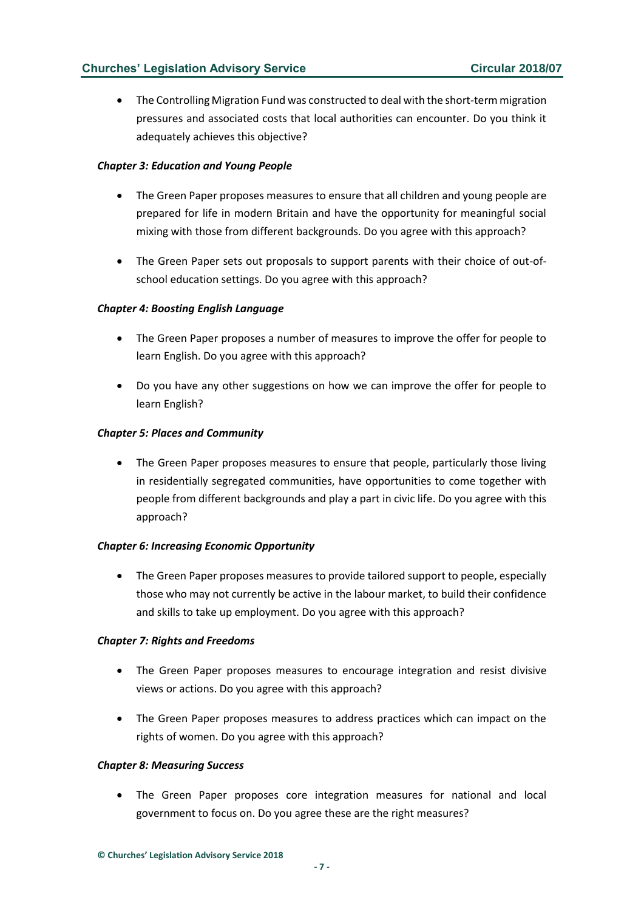- The Controlling Migration Fund was constructed to deal with the short-term migration pressures and associated costs that local authorities can encounter. Do you think it adequately achieves this objective?

***Chapter 3: Education and Young People***

- The Green Paper proposes measures to ensure that all children and young people are prepared for life in modern Britain and have the opportunity for meaningful social mixing with those from different backgrounds. Do you agree with this approach?

- The Green Paper sets out proposals to support parents with their choice of out-of-school education settings. Do you agree with this approach?

***Chapter 4: Boosting English Language***

- The Green Paper proposes a number of measures to improve the offer for people to learn English. Do you agree with this approach?

- Do you have any other suggestions on how we can improve the offer for people to learn English?

***Chapter 5: Places and Community***

- The Green Paper proposes measures to ensure that people, particularly those living in residentially segregated communities, have opportunities to come together with people from different backgrounds and play a part in civic life. Do you agree with this approach?

***Chapter 6: Increasing Economic Opportunity***

- The Green Paper proposes measures to provide tailored support to people, especially those who may not currently be active in the labour market, to build their confidence and skills to take up employment. Do you agree with this approach?

***Chapter 7: Rights and Freedoms***

- The Green Paper proposes measures to encourage integration and resist divisive views or actions. Do you agree with this approach?

- The Green Paper proposes measures to address practices which can impact on the rights of women. Do you agree with this approach?

***Chapter 8: Measuring Success***

- The Green Paper proposes core integration measures for national and local government to focus on. Do you agree these are the right measures?